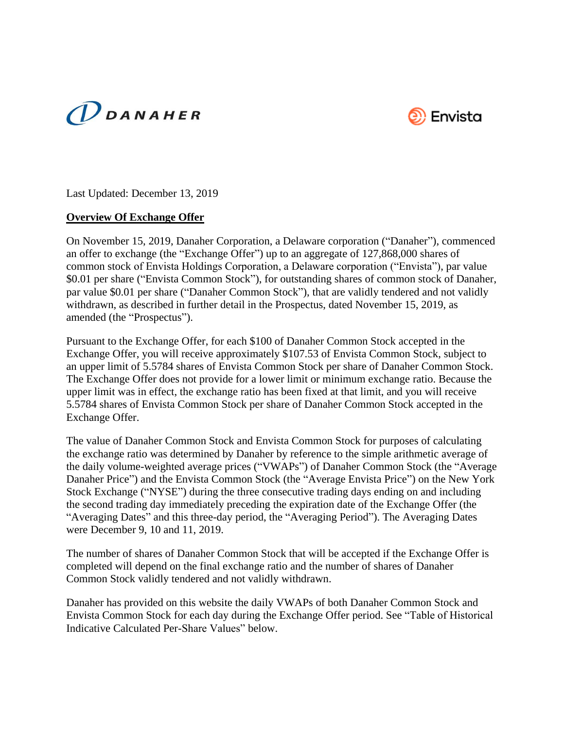Last Updated: December 13, 2019

**Overview Of Exchange Offer**

On November 15, 2019, Danaher Corporation, a Delaware corporation ("Danaher"), commenced an offer to exchange (the "Exchange Offer") up to an aggregate of 127,868,000 shares of common stock of Envista Holdings Corporation, a Delaware corporation ("Envista"), par value $0.01 per share ("Envista Common Stock"), for outstanding shares of common stock of Danaher, par value $0.01 per share ("Danaher Common Stock"), that are validly tendered and not validly withdrawn, as described in further detail in the Prospectus, dated November 15, 2019, as amended (the "Prospectus").

Pursuant to the Exchange Offer, for each $100 of Danaher Common Stock accepted in the Exchange Offer, you will receive approximately $107.53 of Envista Common Stock, subject to an upper limit of 5.5784 shares of Envista Common Stock per share of Danaher Common Stock. The Exchange Offer does not provide for a lower limit or minimum exchange ratio. Because the upper limit was in effect, the exchange ratio has been fixed at that limit, and you will receive 5.5784 shares of Envista Common Stock per share of Danaher Common Stock accepted in the Exchange Offer.

The value of Danaher Common Stock and Envista Common Stock for purposes of calculating the exchange ratio was determined by Danaher by reference to the simple arithmetic average of the daily volume-weighted average prices ("VWAPs") of Danaher Common Stock (the "Average Danaher Price") and the Envista Common Stock (the "Average Envista Price") on the New York Stock Exchange ("NYSE") during the three consecutive trading days ending on and including the second trading day immediately preceding the expiration date of the Exchange Offer (the "Averaging Dates" and this three-day period, the "Averaging Period"). The Averaging Dates were December 9, 10 and 11, 2019.

The number of shares of Danaher Common Stock that will be accepted if the Exchange Offer is completed will depend on the final exchange ratio and the number of shares of Danaher Common Stock validly tendered and not validly withdrawn.

Danaher has provided on this website the daily VWAPs of both Danaher Common Stock and Envista Common Stock for each day during the Exchange Offer period. See "Table of Historical Indicative Calculated Per-Share Values" below.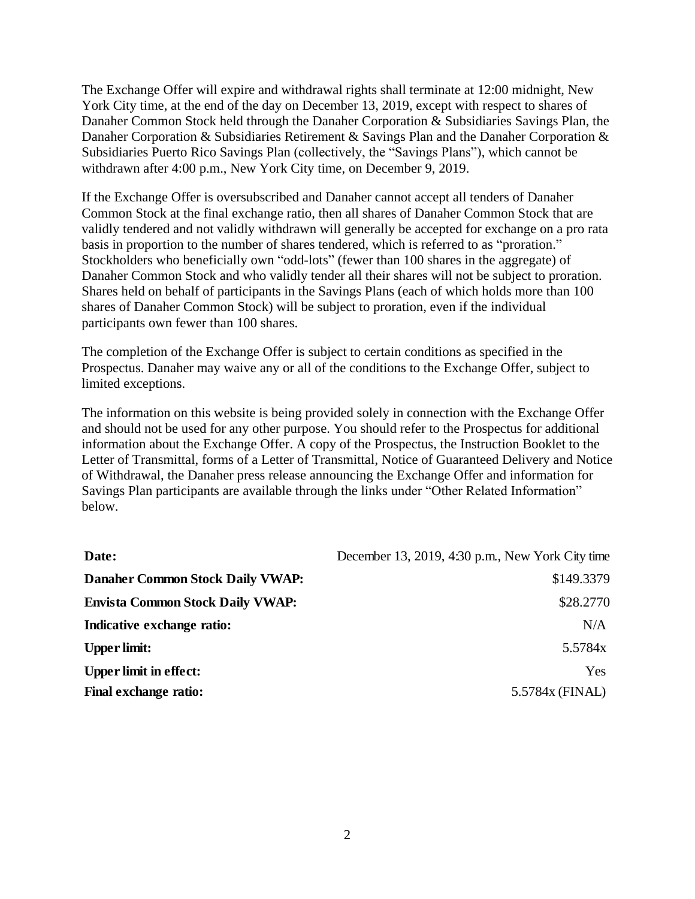The Exchange Offer will expire and withdrawal rights shall terminate at 12:00 midnight, New York City time, at the end of the day on December 13, 2019, except with respect to shares of Danaher Common Stock held through the Danaher Corporation & Subsidiaries Savings Plan, the Danaher Corporation & Subsidiaries Retirement & Savings Plan and the Danaher Corporation & Subsidiaries Puerto Rico Savings Plan (collectively, the "Savings Plans"), which cannot be withdrawn after 4:00 p.m., New York City time, on December 9, 2019.

If the Exchange Offer is oversubscribed and Danaher cannot accept all tenders of Danaher Common Stock at the final exchange ratio, then all shares of Danaher Common Stock that are validly tendered and not validly withdrawn will generally be accepted for exchange on a pro rata basis in proportion to the number of shares tendered, which is referred to as "proration." Stockholders who beneficially own "odd-lots" (fewer than 100 shares in the aggregate) of Danaher Common Stock and who validly tender all their shares will not be subject to proration. Shares held on behalf of participants in the Savings Plans (each of which holds more than 100 shares of Danaher Common Stock) will be subject to proration, even if the individual participants own fewer than 100 shares.

The completion of the Exchange Offer is subject to certain conditions as specified in the Prospectus. Danaher may waive any or all of the conditions to the Exchange Offer, subject to limited exceptions.

The information on this website is being provided solely in connection with the Exchange Offer and should not be used for any other purpose. You should refer to the Prospectus for additional information about the Exchange Offer. A copy of the Prospectus, the Instruction Booklet to the Letter of Transmittal, forms of a Letter of Transmittal, Notice of Guaranteed Delivery and Notice of Withdrawal, the Danaher press release announcing the Exchange Offer and information for Savings Plan participants are available through the links under "Other Related Information" below.

| | |
|---|---:|
| **Date:** | December 13, 2019, 4:30 p.m., New York City time |
| **Danaher Common Stock Daily VWAP:** | $149.3379 |
| **Envista Common Stock Daily VWAP:** | $28.2770 |
| **Indicative exchange ratio:** | N/A |
| **Upper limit:** | 5.5784x |
| **Upper limit in effect:** | Yes |
| **Final exchange ratio:** | 5.5784x (FINAL) |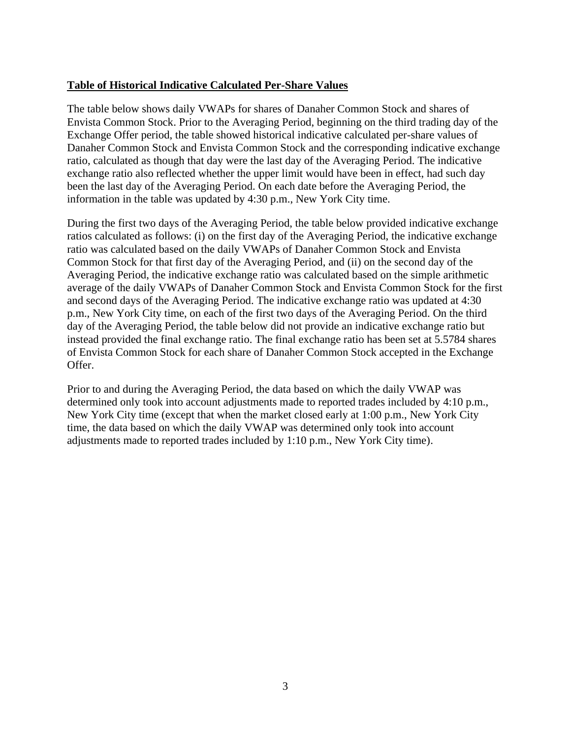**Table of Historical Indicative Calculated Per-Share Values**

The table below shows daily VWAPs for shares of Danaher Common Stock and shares of Envista Common Stock. Prior to the Averaging Period, beginning on the third trading day of the Exchange Offer period, the table showed historical indicative calculated per-share values of Danaher Common Stock and Envista Common Stock and the corresponding indicative exchange ratio, calculated as though that day were the last day of the Averaging Period. The indicative exchange ratio also reflected whether the upper limit would have been in effect, had such day been the last day of the Averaging Period. On each date before the Averaging Period, the information in the table was updated by 4:30 p.m., New York City time.

During the first two days of the Averaging Period, the table below provided indicative exchange ratios calculated as follows: (i) on the first day of the Averaging Period, the indicative exchange ratio was calculated based on the daily VWAPs of Danaher Common Stock and Envista Common Stock for that first day of the Averaging Period, and (ii) on the second day of the Averaging Period, the indicative exchange ratio was calculated based on the simple arithmetic average of the daily VWAPs of Danaher Common Stock and Envista Common Stock for the first and second days of the Averaging Period. The indicative exchange ratio was updated at 4:30 p.m., New York City time, on each of the first two days of the Averaging Period. On the third day of the Averaging Period, the table below did not provide an indicative exchange ratio but instead provided the final exchange ratio. The final exchange ratio has been set at 5.5784 shares of Envista Common Stock for each share of Danaher Common Stock accepted in the Exchange Offer.

Prior to and during the Averaging Period, the data based on which the daily VWAP was determined only took into account adjustments made to reported trades included by 4:10 p.m., New York City time (except that when the market closed early at 1:00 p.m., New York City time, the data based on which the daily VWAP was determined only took into account adjustments made to reported trades included by 1:10 p.m., New York City time).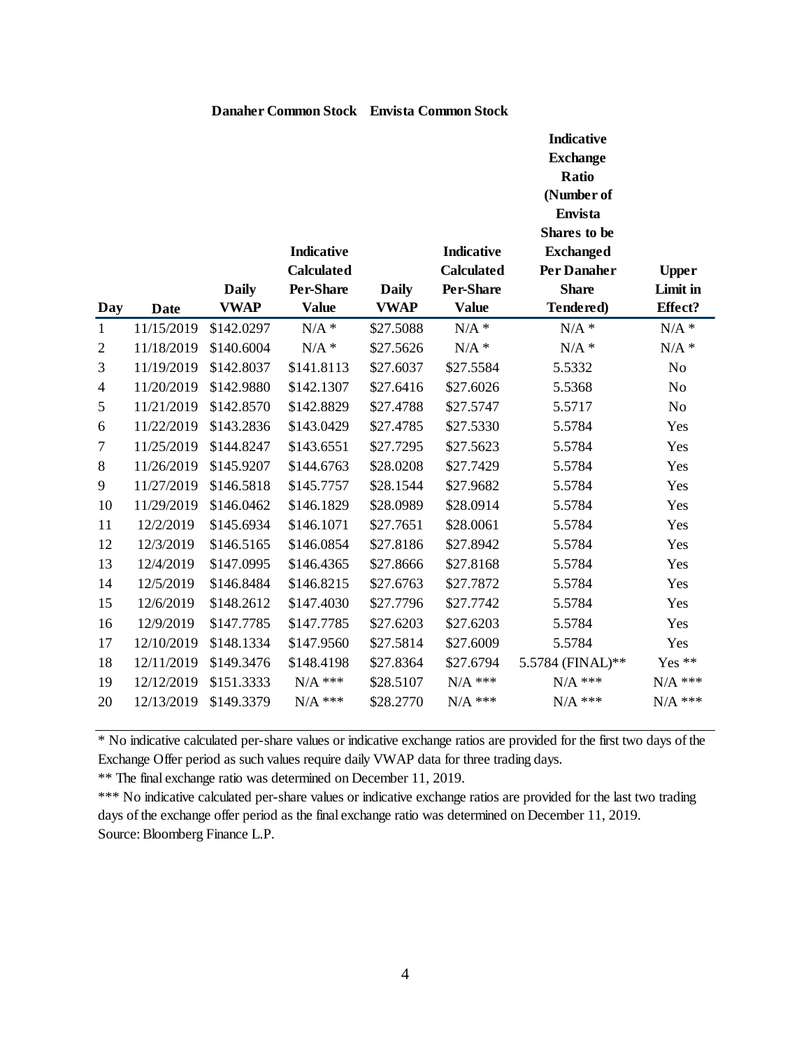| Day | Date | Danaher Common Stock Daily VWAP | Danaher Common Stock Indicative Calculated Per-Share Value | Envista Common Stock Daily VWAP | Envista Common Stock Indicative Calculated Per-Share Value | Indicative Exchange Ratio (Number of Envista Shares to be Exchanged Per Danaher Share Tendered) | Upper Limit in Effect? |
|---|---|---|---|---|---|---|---|
| 1 | 11/15/2019 | $142.0297 | N/A * | $27.5088 | N/A * | N/A * | N/A * |
| 2 | 11/18/2019 | $140.6004 | N/A * | $27.5626 | N/A * | N/A * | N/A * |
| 3 | 11/19/2019 | $142.8037 | $141.8113 | $27.6037 | $27.5584 | 5.5332 | No |
| 4 | 11/20/2019 | $142.9880 | $142.1307 | $27.6416 | $27.6026 | 5.5368 | No |
| 5 | 11/21/2019 | $142.8570 | $142.8829 | $27.4788 | $27.5747 | 5.5717 | No |
| 6 | 11/22/2019 | $143.2836 | $143.0429 | $27.4785 | $27.5330 | 5.5784 | Yes |
| 7 | 11/25/2019 | $144.8247 | $143.6551 | $27.7295 | $27.5623 | 5.5784 | Yes |
| 8 | 11/26/2019 | $145.9207 | $144.6763 | $28.0208 | $27.7429 | 5.5784 | Yes |
| 9 | 11/27/2019 | $146.5818 | $145.7757 | $28.1544 | $27.9682 | 5.5784 | Yes |
| 10 | 11/29/2019 | $146.0462 | $146.1829 | $28.0989 | $28.0914 | 5.5784 | Yes |
| 11 | 12/2/2019 | $145.6934 | $146.1071 | $27.7651 | $28.0061 | 5.5784 | Yes |
| 12 | 12/3/2019 | $146.5165 | $146.0854 | $27.8186 | $27.8942 | 5.5784 | Yes |
| 13 | 12/4/2019 | $147.0995 | $146.4365 | $27.8666 | $27.8168 | 5.5784 | Yes |
| 14 | 12/5/2019 | $146.8484 | $146.8215 | $27.6763 | $27.7872 | 5.5784 | Yes |
| 15 | 12/6/2019 | $148.2612 | $147.4030 | $27.7796 | $27.7742 | 5.5784 | Yes |
| 16 | 12/9/2019 | $147.7785 | $147.7785 | $27.6203 | $27.6203 | 5.5784 | Yes |
| 17 | 12/10/2019 | $148.1334 | $147.9560 | $27.5814 | $27.6009 | 5.5784 | Yes |
| 18 | 12/11/2019 | $149.3476 | $148.4198 | $27.8364 | $27.6794 | 5.5784 (FINAL)** | Yes ** |
| 19 | 12/12/2019 | $151.3333 | N/A *** | $28.5107 | N/A *** | N/A *** | N/A *** |
| 20 | 12/13/2019 | $149.3379 | N/A *** | $28.2770 | N/A *** | N/A *** | N/A *** |

* No indicative calculated per-share values or indicative exchange ratios are provided for the first two days of the Exchange Offer period as such values require daily VWAP data for three trading days.

** The final exchange ratio was determined on December 11, 2019.

*** No indicative calculated per-share values or indicative exchange ratios are provided for the last two trading days of the exchange offer period as the final exchange ratio was determined on December 11, 2019.

Source: Bloomberg Finance L.P.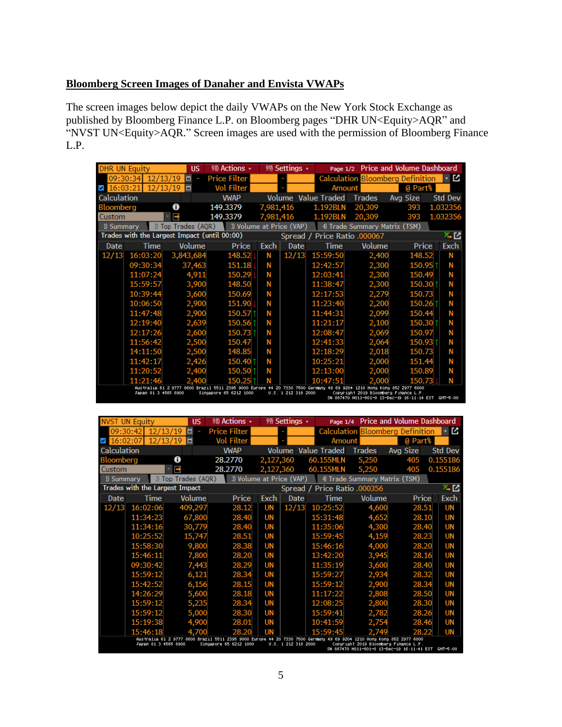## **Bloomberg Screen Images of Danaher and Envista VWAPs**

The screen images below depict the daily VWAPs on the New York Stock Exchange as published by Bloomberg Finance L.P. on Bloomberg pages "DHR UN<Equity>AQR" and "NVST UN<Equity>AQR." Screen images are used with the permission of Bloomberg Finance L.P.

DHR UN Equity | US | 98) Actions | 99) Settings | Page 1/2 Price and Volume Dashboard

09:30:34 12/13/19 – Price Filter – Calculation Bloomberg Definition
16:03:21 12/13/19 Vol Filter – Amount @ Part%

| Calculation | VWAP | Volume | Value Traded | Trades | Avg Size | Std Dev |
|---|---|---|---|---|---|---|
| Bloomberg | 149.3379 | 7,981,416 | 1.192BLN | 20,309 | 393 | 1.032356 |
| Custom | 149.3379 | 7,981,416 | 1.192BLN | 20,309 | 393 | 1.032356 |

1) Summary | 2) Top Trades (AQR) | 3) Volume at Price (VAP) | 4) Trade Summary Matrix (TSM)

Trades with the Largest Impact (until 00:00) — Spread / Price Ratio .000067

| Date | Time | Volume | Price | Exch | Date | Time | Volume | Price | Exch |
|---|---|---|---|---|---|---|---|---|---|
| 12/13 | 16:03:20 | 3,843,684 | 148.52 | N | 12/13 | 15:59:50 | 2,400 | 148.52 | N |
| | 09:30:34 | 37,463 | 151.18 | N | | 12:42:57 | 2,300 | 150.95 | N |
| | 11:07:24 | 4,911 | 150.29 | N | | 12:03:41 | 2,300 | 150.49 | N |
| | 15:59:57 | 3,900 | 148.50 | N | | 11:38:47 | 2,300 | 150.30 | N |
| | 10:39:44 | 3,600 | 150.69 | N | | 12:17:53 | 2,279 | 150.73 | N |
| | 10:06:50 | 2,900 | 151.90 | N | | 11:23:40 | 2,200 | 150.26 | N |
| | 11:47:48 | 2,900 | 150.57 | N | | 11:44:31 | 2,099 | 150.44 | N |
| | 12:19:40 | 2,639 | 150.56 | N | | 11:21:17 | 2,100 | 150.30 | N |
| | 12:17:26 | 2,600 | 150.73 | N | | 12:08:47 | 2,069 | 150.97 | N |
| | 11:56:42 | 2,500 | 150.47 | N | | 12:41:33 | 2,064 | 150.93 | N |
| | 14:11:50 | 2,500 | 148.85 | N | | 12:18:29 | 2,018 | 150.73 | N |
| | 11:42:17 | 2,426 | 150.40 | N | | 10:25:21 | 2,000 | 151.44 | N |
| | 11:20:52 | 2,400 | 150.50 | N | | 12:13:00 | 2,000 | 150.89 | N |
| | 11:21:46 | 2,400 | 150.25 | N | | 10:47:51 | 2,000 | 150.73 | N |

Australia 61 2 9777 8600 Brazil 5511 2395 9000 Europe 44 20 7330 7500 Germany 49 69 9204 1210 Hong Kong 852 2977 6000
Japan 81 3 4565 8900 Singapore 65 6212 1000 U.S. 1 212 318 2000 Copyright 2019 Bloomberg Finance L.P.
SN 887470 H011-801-0 13-Dec-19 16:11:14 EST GMT-5:00

NVST UN Equity | US | 98) Actions | 99) Settings | Page 1/4 Price and Volume Dashboard

09:30:42 12/13/19 – Price Filter – Calculation Bloomberg Definition
16:02:07 12/13/19 Vol Filter – Amount @ Part%

| Calculation | VWAP | Volume | Value Traded | Trades | Avg Size | Std Dev |
|---|---|---|---|---|---|---|
| Bloomberg | 28.2770 | 2,127,360 | 60.155MLN | 5,250 | 405 | 0.155186 |
| Custom | 28.2770 | 2,127,360 | 60.155MLN | 5,250 | 405 | 0.155186 |

1) Summary | 2) Top Trades (AQR) | 3) Volume at Price (VAP) | 4) Trade Summary Matrix (TSM)

Trades with the Largest Impact — Spread / Price Ratio .000356

| Date | Time | Volume | Price | Exch | Date | Time | Volume | Price | Exch |
|---|---|---|---|---|---|---|---|---|---|
| 12/13 | 16:02:06 | 409,297 | 28.12 | UN | 12/13 | 10:25:52 | 4,600 | 28.51 | UN |
| | 11:34:23 | 67,800 | 28.40 | UN | | 15:31:48 | 4,652 | 28.10 | UN |
| | 11:34:16 | 30,779 | 28.40 | UN | | 11:35:06 | 4,300 | 28.40 | UN |
| | 10:25:52 | 15,747 | 28.51 | UN | | 15:59:45 | 4,159 | 28.23 | UN |
| | 15:58:30 | 9,800 | 28.38 | UN | | 15:46:16 | 4,000 | 28.20 | UN |
| | 15:46:11 | 7,800 | 28.20 | UN | | 13:42:20 | 3,945 | 28.16 | UN |
| | 09:30:42 | 7,443 | 28.29 | UN | | 11:35:19 | 3,600 | 28.40 | UN |
| | 15:59:12 | 6,121 | 28.34 | UN | | 15:59:27 | 2,934 | 28.32 | UN |
| | 15:42:52 | 6,156 | 28.15 | UN | | 15:59:12 | 2,900 | 28.34 | UN |
| | 14:26:29 | 5,600 | 28.18 | UN | | 11:17:22 | 2,808 | 28.50 | UN |
| | 15:59:12 | 5,235 | 28.34 | UN | | 12:08:25 | 2,800 | 28.30 | UN |
| | 15:59:12 | 5,000 | 28.30 | UN | | 15:59:41 | 2,782 | 28.26 | UN |
| | 15:19:38 | 4,900 | 28.01 | UN | | 10:41:59 | 2,754 | 28.46 | UN |
| | 15:46:18 | 4,700 | 28.20 | UN | | 15:59:45 | 2,749 | 28.22 | UN |

Australia 61 2 9777 8600 Brazil 5511 2395 9000 Europe 44 20 7330 7500 Germany 49 69 9204 1210 Hong Kong 852 2977 6000
Japan 81 3 4565 8900 Singapore 65 6212 1000 U.S. 1 212 318 2000 Copyright 2019 Bloomberg Finance L.P.
SN 887470 H011-801-0 13-Dec-19 16:11:41 EST GMT-5:00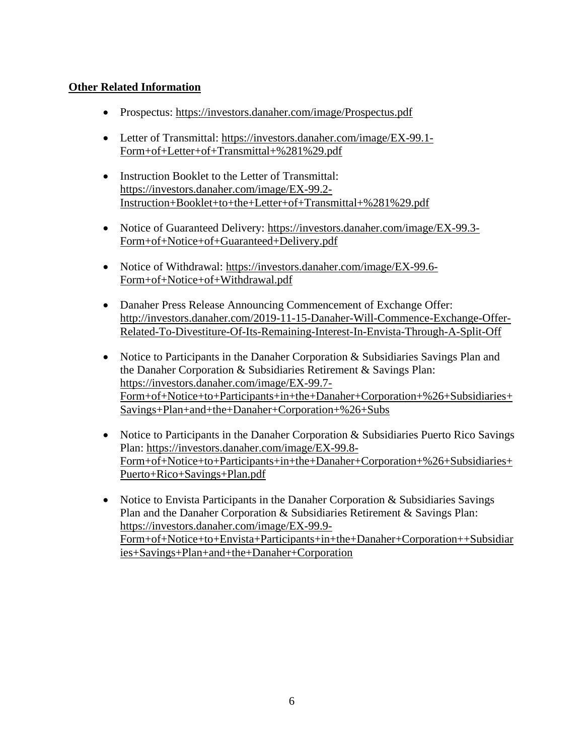**Other Related Information**

- Prospectus: https://investors.danaher.com/image/Prospectus.pdf
- Letter of Transmittal: https://investors.danaher.com/image/EX-99.1-Form+of+Letter+of+Transmittal+%281%29.pdf
- Instruction Booklet to the Letter of Transmittal: https://investors.danaher.com/image/EX-99.2-Instruction+Booklet+to+the+Letter+of+Transmittal+%281%29.pdf
- Notice of Guaranteed Delivery: https://investors.danaher.com/image/EX-99.3-Form+of+Notice+of+Guaranteed+Delivery.pdf
- Notice of Withdrawal: https://investors.danaher.com/image/EX-99.6-Form+of+Notice+of+Withdrawal.pdf
- Danaher Press Release Announcing Commencement of Exchange Offer: http://investors.danaher.com/2019-11-15-Danaher-Will-Commence-Exchange-Offer-Related-To-Divestiture-Of-Its-Remaining-Interest-In-Envista-Through-A-Split-Off
- Notice to Participants in the Danaher Corporation & Subsidiaries Savings Plan and the Danaher Corporation & Subsidiaries Retirement & Savings Plan: https://investors.danaher.com/image/EX-99.7-Form+of+Notice+to+Participants+in+the+Danaher+Corporation+%26+Subsidiaries+Savings+Plan+and+the+Danaher+Corporation+%26+Subs
- Notice to Participants in the Danaher Corporation & Subsidiaries Puerto Rico Savings Plan: https://investors.danaher.com/image/EX-99.8-Form+of+Notice+to+Participants+in+the+Danaher+Corporation+%26+Subsidiaries+Puerto+Rico+Savings+Plan.pdf
- Notice to Envista Participants in the Danaher Corporation & Subsidiaries Savings Plan and the Danaher Corporation & Subsidiaries Retirement & Savings Plan: https://investors.danaher.com/image/EX-99.9-Form+of+Notice+to+Envista+Participants+in+the+Danaher+Corporation++Subsidiaries+Savings+Plan+and+the+Danaher+Corporation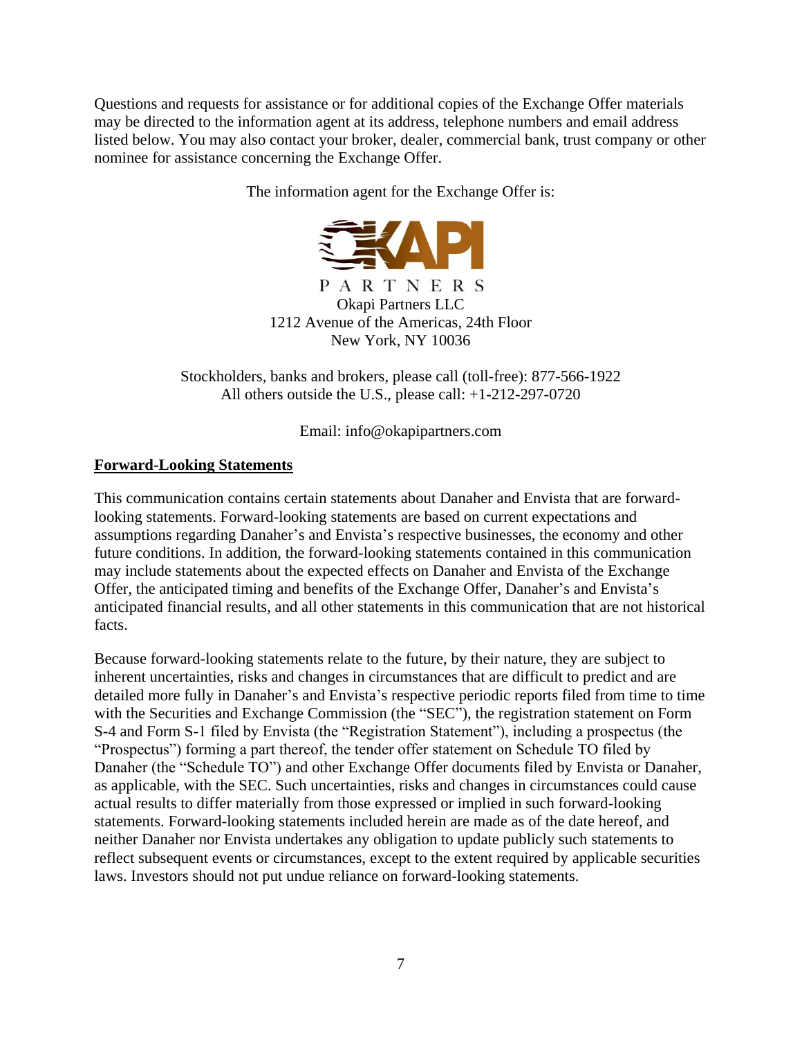Questions and requests for assistance or for additional copies of the Exchange Offer materials may be directed to the information agent at its address, telephone numbers and email address listed below. You may also contact your broker, dealer, commercial bank, trust company or other nominee for assistance concerning the Exchange Offer.

The information agent for the Exchange Offer is:

OKAPI PARTNERS

Okapi Partners LLC
1212 Avenue of the Americas, 24th Floor
New York, NY 10036

Stockholders, banks and brokers, please call (toll-free): 877-566-1922
All others outside the U.S., please call: +1-212-297-0720

Email: info@okapipartners.com

**Forward-Looking Statements**

This communication contains certain statements about Danaher and Envista that are forward-looking statements. Forward-looking statements are based on current expectations and assumptions regarding Danaher's and Envista's respective businesses, the economy and other future conditions. In addition, the forward-looking statements contained in this communication may include statements about the expected effects on Danaher and Envista of the Exchange Offer, the anticipated timing and benefits of the Exchange Offer, Danaher's and Envista's anticipated financial results, and all other statements in this communication that are not historical facts.

Because forward-looking statements relate to the future, by their nature, they are subject to inherent uncertainties, risks and changes in circumstances that are difficult to predict and are detailed more fully in Danaher's and Envista's respective periodic reports filed from time to time with the Securities and Exchange Commission (the "SEC"), the registration statement on Form S-4 and Form S-1 filed by Envista (the "Registration Statement"), including a prospectus (the "Prospectus") forming a part thereof, the tender offer statement on Schedule TO filed by Danaher (the "Schedule TO") and other Exchange Offer documents filed by Envista or Danaher, as applicable, with the SEC. Such uncertainties, risks and changes in circumstances could cause actual results to differ materially from those expressed or implied in such forward-looking statements. Forward-looking statements included herein are made as of the date hereof, and neither Danaher nor Envista undertakes any obligation to update publicly such statements to reflect subsequent events or circumstances, except to the extent required by applicable securities laws. Investors should not put undue reliance on forward-looking statements.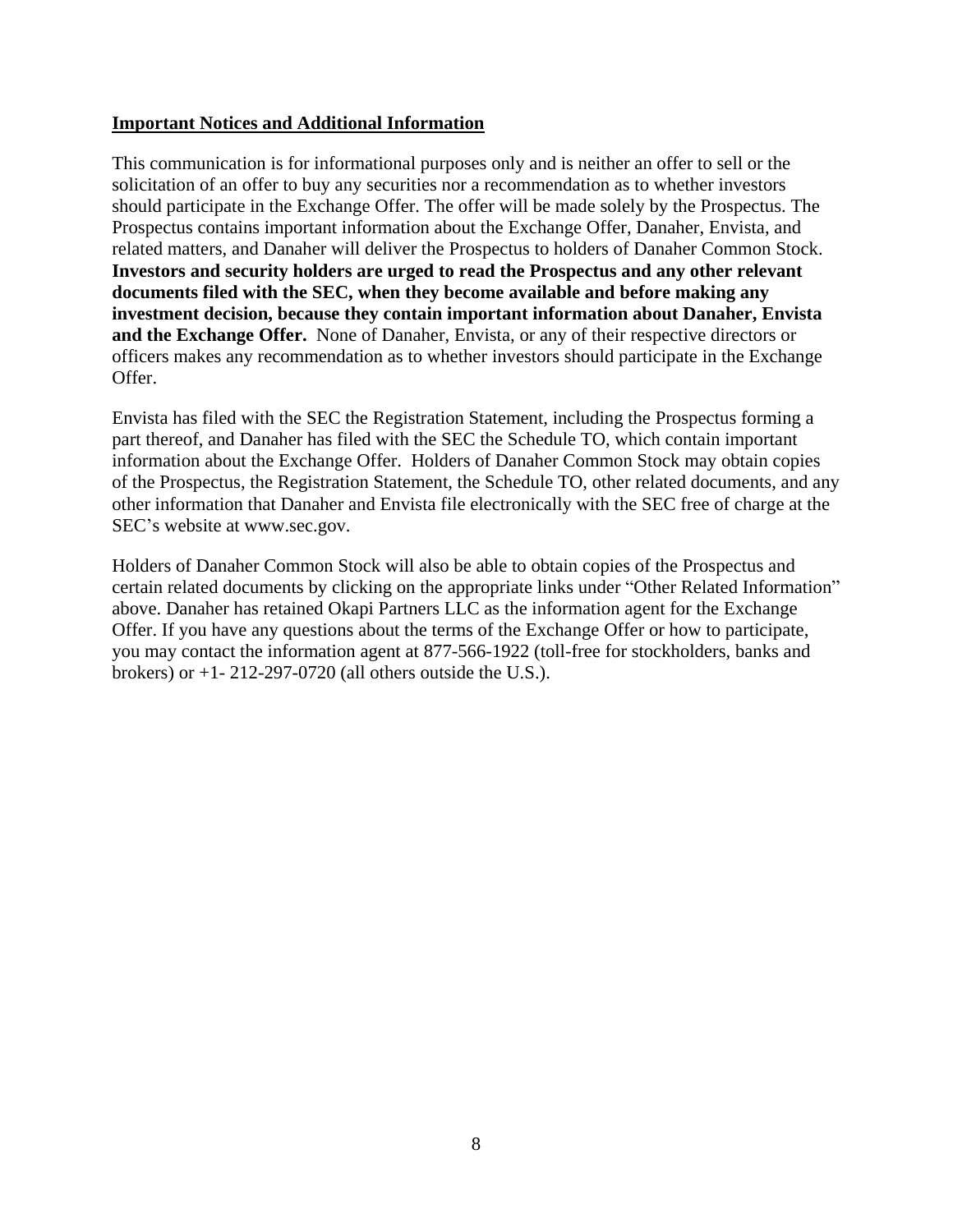**Important Notices and Additional Information**

This communication is for informational purposes only and is neither an offer to sell or the solicitation of an offer to buy any securities nor a recommendation as to whether investors should participate in the Exchange Offer. The offer will be made solely by the Prospectus. The Prospectus contains important information about the Exchange Offer, Danaher, Envista, and related matters, and Danaher will deliver the Prospectus to holders of Danaher Common Stock. **Investors and security holders are urged to read the Prospectus and any other relevant documents filed with the SEC, when they become available and before making any investment decision, because they contain important information about Danaher, Envista and the Exchange Offer.** None of Danaher, Envista, or any of their respective directors or officers makes any recommendation as to whether investors should participate in the Exchange Offer.

Envista has filed with the SEC the Registration Statement, including the Prospectus forming a part thereof, and Danaher has filed with the SEC the Schedule TO, which contain important information about the Exchange Offer. Holders of Danaher Common Stock may obtain copies of the Prospectus, the Registration Statement, the Schedule TO, other related documents, and any other information that Danaher and Envista file electronically with the SEC free of charge at the SEC's website at www.sec.gov.

Holders of Danaher Common Stock will also be able to obtain copies of the Prospectus and certain related documents by clicking on the appropriate links under "Other Related Information" above. Danaher has retained Okapi Partners LLC as the information agent for the Exchange Offer. If you have any questions about the terms of the Exchange Offer or how to participate, you may contact the information agent at 877-566-1922 (toll-free for stockholders, banks and brokers) or +1- 212-297-0720 (all others outside the U.S.).